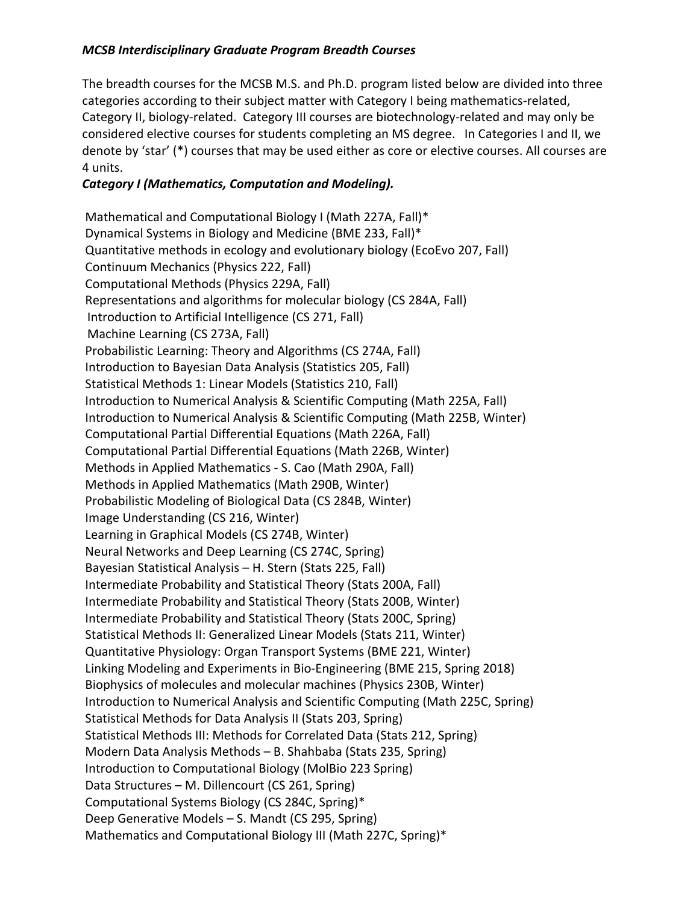***MCSB Interdisciplinary Graduate Program Breadth Courses***

The breadth courses for the MCSB M.S. and Ph.D. program listed below are divided into three categories according to their subject matter with Category I being mathematics-related, Category II, biology-related. Category III courses are biotechnology-related and may only be considered elective courses for students completing an MS degree. In Categories I and II, we denote by 'star' (*) courses that may be used either as core or elective courses. All courses are 4 units.

***Category I (Mathematics, Computation and Modeling).***

Mathematical and Computational Biology I (Math 227A, Fall)*
Dynamical Systems in Biology and Medicine (BME 233, Fall)*
Quantitative methods in ecology and evolutionary biology (EcoEvo 207, Fall)
Continuum Mechanics (Physics 222, Fall)
Computational Methods (Physics 229A, Fall)
Representations and algorithms for molecular biology (CS 284A, Fall)
Introduction to Artificial Intelligence (CS 271, Fall)
Machine Learning (CS 273A, Fall)
Probabilistic Learning: Theory and Algorithms (CS 274A, Fall)
Introduction to Bayesian Data Analysis (Statistics 205, Fall)
Statistical Methods 1: Linear Models (Statistics 210, Fall)
Introduction to Numerical Analysis & Scientific Computing (Math 225A, Fall)
Introduction to Numerical Analysis & Scientific Computing (Math 225B, Winter)
Computational Partial Differential Equations (Math 226A, Fall)
Computational Partial Differential Equations (Math 226B, Winter)
Methods in Applied Mathematics - S. Cao (Math 290A, Fall)
Methods in Applied Mathematics (Math 290B, Winter)
Probabilistic Modeling of Biological Data (CS 284B, Winter)
Image Understanding (CS 216, Winter)
Learning in Graphical Models (CS 274B, Winter)
Neural Networks and Deep Learning (CS 274C, Spring)
Bayesian Statistical Analysis – H. Stern (Stats 225, Fall)
Intermediate Probability and Statistical Theory (Stats 200A, Fall)
Intermediate Probability and Statistical Theory (Stats 200B, Winter)
Intermediate Probability and Statistical Theory (Stats 200C, Spring)
Statistical Methods II: Generalized Linear Models (Stats 211, Winter)
Quantitative Physiology: Organ Transport Systems (BME 221, Winter)
Linking Modeling and Experiments in Bio-Engineering (BME 215, Spring 2018)
Biophysics of molecules and molecular machines (Physics 230B, Winter)
Introduction to Numerical Analysis and Scientific Computing (Math 225C, Spring)
Statistical Methods for Data Analysis II (Stats 203, Spring)
Statistical Methods III: Methods for Correlated Data (Stats 212, Spring)
Modern Data Analysis Methods – B. Shahbaba (Stats 235, Spring)
Introduction to Computational Biology (MolBio 223 Spring)
Data Structures – M. Dillencourt (CS 261, Spring)
Computational Systems Biology (CS 284C, Spring)*
Deep Generative Models – S. Mandt (CS 295, Spring)
Mathematics and Computational Biology III (Math 227C, Spring)*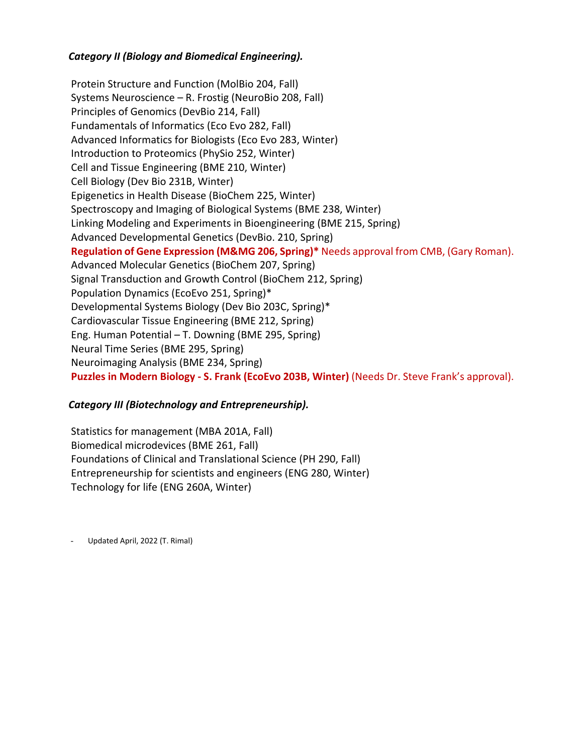***Category II (Biology and Biomedical Engineering).***

Protein Structure and Function (MolBio 204, Fall)
Systems Neuroscience – R. Frostig (NeuroBio 208, Fall)
Principles of Genomics (DevBio 214, Fall)
Fundamentals of Informatics (Eco Evo 282, Fall)
Advanced Informatics for Biologists (Eco Evo 283, Winter)
Introduction to Proteomics (PhySio 252, Winter)
Cell and Tissue Engineering (BME 210, Winter)
Cell Biology (Dev Bio 231B, Winter)
Epigenetics in Health Disease (BioChem 225, Winter)
Spectroscopy and Imaging of Biological Systems (BME 238, Winter)
Linking Modeling and Experiments in Bioengineering (BME 215, Spring)
Advanced Developmental Genetics (DevBio. 210, Spring)
**Regulation of Gene Expression (M&MG 206, Spring)*** Needs approval from CMB, (Gary Roman).
Advanced Molecular Genetics (BioChem 207, Spring)
Signal Transduction and Growth Control (BioChem 212, Spring)
Population Dynamics (EcoEvo 251, Spring)*
Developmental Systems Biology (Dev Bio 203C, Spring)*
Cardiovascular Tissue Engineering (BME 212, Spring)
Eng. Human Potential – T. Downing (BME 295, Spring)
Neural Time Series (BME 295, Spring)
Neuroimaging Analysis (BME 234, Spring)
**Puzzles in Modern Biology - S. Frank (EcoEvo 203B, Winter)** (Needs Dr. Steve Frank's approval).

***Category III (Biotechnology and Entrepreneurship).***

Statistics for management (MBA 201A, Fall)
Biomedical microdevices (BME 261, Fall)
Foundations of Clinical and Translational Science (PH 290, Fall)
Entrepreneurship for scientists and engineers (ENG 280, Winter)
Technology for life (ENG 260A, Winter)

- Updated April, 2022 (T. Rimal)